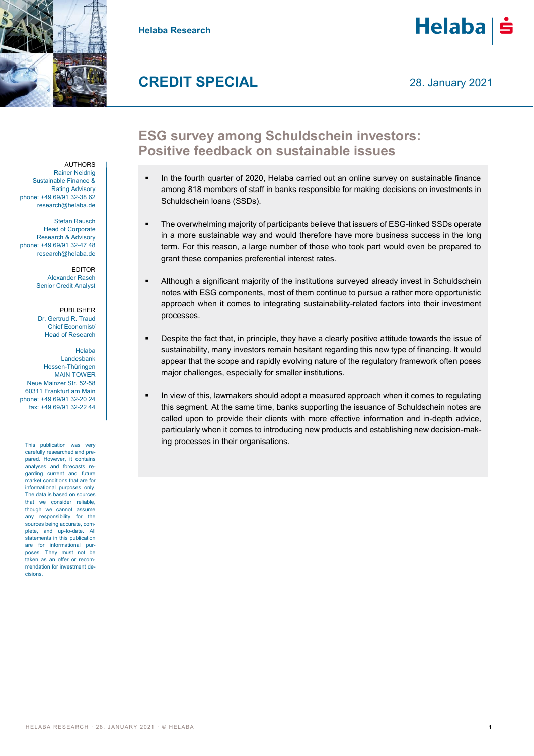Helaba Research

# CREDIT SPECIAL

28. January 2021

## ESG survey among Schuldschein investors: Positive feedback on sustainable issues

- In the fourth quarter of 2020, Helaba carried out an online survey on sustainable finance among 818 members of staff in banks responsible for making decisions on investments in Schuldschein loans (SSDs).
- The overwhelming majority of participants believe that issuers of ESG-linked SSDs operate in a more sustainable way and would therefore have more business success in the long term. For this reason, a large number of those who took part would even be prepared to grant these companies preferential interest rates.
- Although a significant majority of the institutions surveyed already invest in Schuldschein notes with ESG components, most of them continue to pursue a rather more opportunistic approach when it comes to integrating sustainability-related factors into their investment processes.
- Despite the fact that, in principle, they have a clearly positive attitude towards the issue of sustainability, many investors remain hesitant regarding this new type of financing. It would appear that the scope and rapidly evolving nature of the regulatory framework often poses major challenges, especially for smaller institutions.
- In view of this, lawmakers should adopt a measured approach when it comes to regulating this segment. At the same time, banks supporting the issuance of Schuldschein notes are called upon to provide their clients with more effective information and in-depth advice, particularly when it comes to introducing new products and establishing new decision-making processes in their organisations.

AUTHORS
Rainer Neidnig
Sustainable Finance & Rating Advisory
phone: +49 69/91 32-38 62
research@helaba.de

Stefan Rausch
Head of Corporate Research & Advisory
phone: +49 69/91 32-47 48
research@helaba.de

EDITOR
Alexander Rasch
Senior Credit Analyst

PUBLISHER
Dr. Gertrud R. Traud
Chief Economist/ Head of Research

Helaba Landesbank Hessen-Thüringen
MAIN TOWER
Neue Mainzer Str. 52-58
60311 Frankfurt am Main
phone: +49 69/91 32-20 24
fax: +49 69/91 32-22 44

This publication was very carefully researched and prepared. However, it contains analyses and forecasts regarding current and future market conditions that are for informational purposes only. The data is based on sources that we consider reliable, though we cannot assume any responsibility for the sources being accurate, complete, and up-to-date. All statements in this publication are for informational purposes. They must not be taken as an offer or recommendation for investment decisions.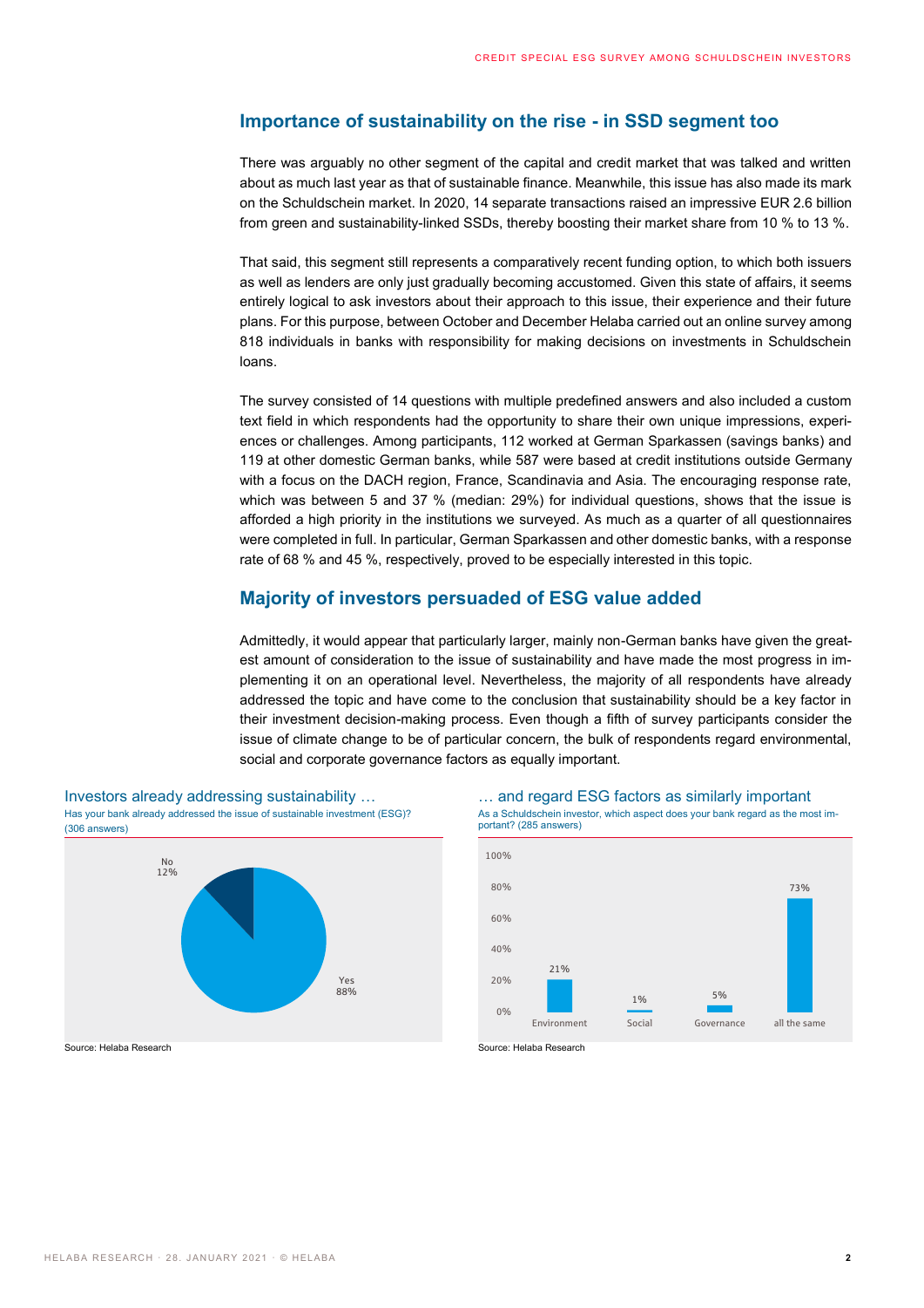## Importance of sustainability on the rise - in SSD segment too

There was arguably no other segment of the capital and credit market that was talked and written about as much last year as that of sustainable finance. Meanwhile, this issue has also made its mark on the Schuldschein market. In 2020, 14 separate transactions raised an impressive EUR 2.6 billion from green and sustainability-linked SSDs, thereby boosting their market share from 10 % to 13 %.

That said, this segment still represents a comparatively recent funding option, to which both issuers as well as lenders are only just gradually becoming accustomed. Given this state of affairs, it seems entirely logical to ask investors about their approach to this issue, their experience and their future plans. For this purpose, between October and December Helaba carried out an online survey among 818 individuals in banks with responsibility for making decisions on investments in Schuldschein loans.

The survey consisted of 14 questions with multiple predefined answers and also included a custom text field in which respondents had the opportunity to share their own unique impressions, experiences or challenges. Among participants, 112 worked at German Sparkassen (savings banks) and 119 at other domestic German banks, while 587 were based at credit institutions outside Germany with a focus on the DACH region, France, Scandinavia and Asia. The encouraging response rate, which was between 5 and 37 % (median: 29%) for individual questions, shows that the issue is afforded a high priority in the institutions we surveyed. As much as a quarter of all questionnaires were completed in full. In particular, German Sparkassen and other domestic banks, with a response rate of 68 % and 45 %, respectively, proved to be especially interested in this topic.

## Majority of investors persuaded of ESG value added

Admittedly, it would appear that particularly larger, mainly non-German banks have given the greatest amount of consideration to the issue of sustainability and have made the most progress in implementing it on an operational level. Nevertheless, the majority of all respondents have already addressed the topic and have come to the conclusion that sustainability should be a key factor in their investment decision-making process. Even though a fifth of survey participants consider the issue of climate change to be of particular concern, the bulk of respondents regard environmental, social and corporate governance factors as equally important.

### Investors already addressing sustainability …

Has your bank already addressed the issue of sustainable investment (ESG)? (306 answers)

| Answer | Share |
|---|---|
| Yes | 88% |
| No | 12% |

Source: Helaba Research

### … and regard ESG factors as similarly important

As a Schuldschein investor, which aspect does your bank regard as the most important? (285 answers)

| Aspect | Share |
|---|---|
| Environment | 21% |
| Social | 1% |
| Governance | 5% |
| all the same | 73% |

Source: Helaba Research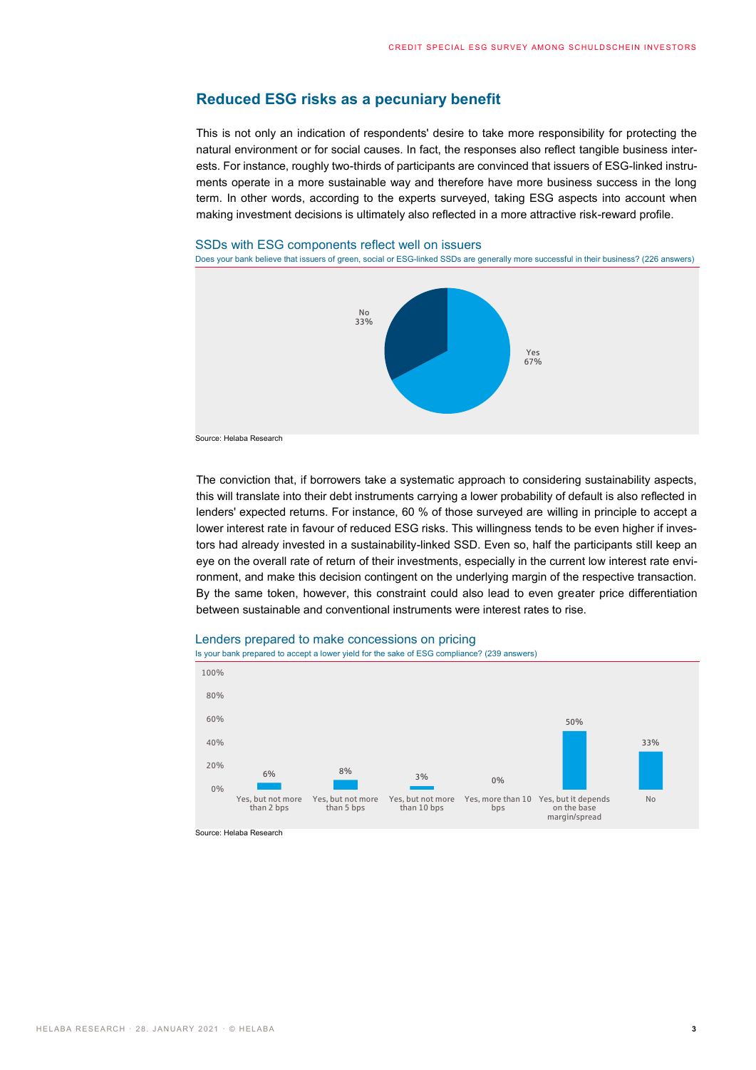## Reduced ESG risks as a pecuniary benefit

This is not only an indication of respondents' desire to take more responsibility for protecting the natural environment or for social causes. In fact, the responses also reflect tangible business interests. For instance, roughly two-thirds of participants are convinced that issuers of ESG-linked instruments operate in a more sustainable way and therefore have more business success in the long term. In other words, according to the experts surveyed, taking ESG aspects into account when making investment decisions is ultimately also reflected in a more attractive risk-reward profile.

### SSDs with ESG components reflect well on issuers

Does your bank believe that issuers of green, social or ESG-linked SSDs are generally more successful in their business? (226 answers)

| Answer | Share |
| --- | --- |
| Yes | 67% |
| No | 33% |

Source: Helaba Research

The conviction that, if borrowers take a systematic approach to considering sustainability aspects, this will translate into their debt instruments carrying a lower probability of default is also reflected in lenders' expected returns. For instance, 60 % of those surveyed are willing in principle to accept a lower interest rate in favour of reduced ESG risks. This willingness tends to be even higher if investors had already invested in a sustainability-linked SSD. Even so, half the participants still keep an eye on the overall rate of return of their investments, especially in the current low interest rate environment, and make this decision contingent on the underlying margin of the respective transaction. By the same token, however, this constraint could also lead to even greater price differentiation between sustainable and conventional instruments were interest rates to rise.

### Lenders prepared to make concessions on pricing

Is your bank prepared to accept a lower yield for the sake of ESG compliance? (239 answers)

| Answer | Share |
| --- | --- |
| Yes, but not more than 2 bps | 6% |
| Yes, but not more than 5 bps | 8% |
| Yes, but not more than 10 bps | 3% |
| Yes, more than 10 bps | 0% |
| Yes, but it depends on the base margin/spread | 50% |
| No | 33% |

Source: Helaba Research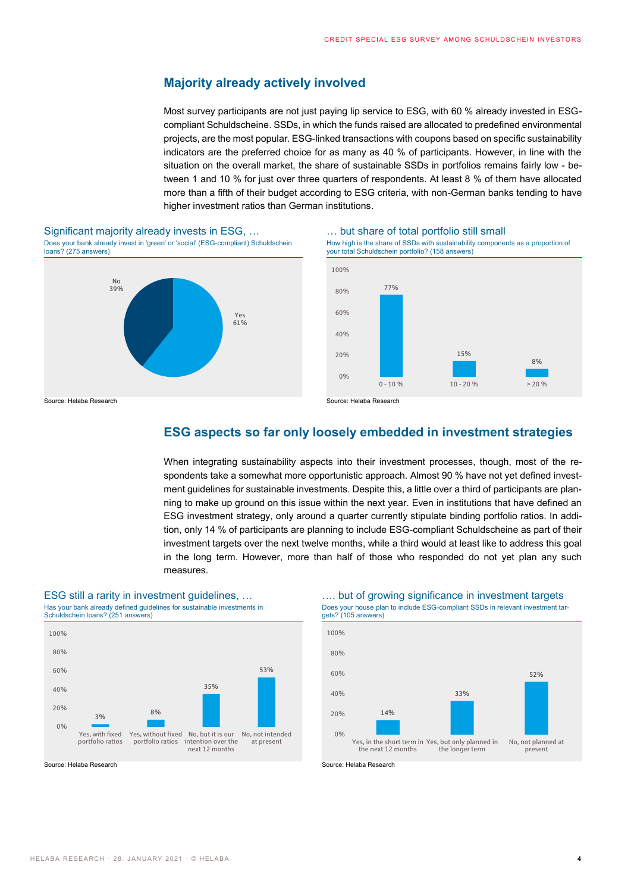## Majority already actively involved

Most survey participants are not just paying lip service to ESG, with 60 % already invested in ESG-compliant Schuldscheine. SSDs, in which the funds raised are allocated to predefined environmental projects, are the most popular. ESG-linked transactions with coupons based on specific sustainability indicators are the preferred choice for as many as 40 % of participants. However, in line with the situation on the overall market, the share of sustainable SSDs in portfolios remains fairly low - between 1 and 10 % for just over three quarters of respondents. At least 8 % of them have allocated more than a fifth of their budget according to ESG criteria, with non-German banks tending to have higher investment ratios than German institutions.

### Significant majority already invests in ESG, …

Does your bank already invest in 'green' or 'social' (ESG-compliant) Schuldschein loans? (275 answers)

| Answer | Share |
|---|---|
| Yes | 61% |
| No | 39% |

Source: Helaba Research

### … but share of total portfolio still small

How high is the share of SSDs with sustainability components as a proportion of your total Schuldschein portfolio? (158 answers)

| Share of portfolio | Respondents |
|---|---|
| 0 - 10 % | 77% |
| 10 - 20 % | 15% |
| > 20 % | 8% |

Source: Helaba Research

## ESG aspects so far only loosely embedded in investment strategies

When integrating sustainability aspects into their investment processes, though, most of the respondents take a somewhat more opportunistic approach. Almost 90 % have not yet defined investment guidelines for sustainable investments. Despite this, a little over a third of participants are planning to make up ground on this issue within the next year. Even in institutions that have defined an ESG investment strategy, only around a quarter currently stipulate binding portfolio ratios. In addition, only 14 % of participants are planning to include ESG-compliant Schuldscheine as part of their investment targets over the next twelve months, while a third would at least like to address this goal in the long term. However, more than half of those who responded do not yet plan any such measures.

### ESG still a rarity in investment guidelines, …

Has your bank already defined guidelines for sustainable investments in Schuldschein loans? (251 answers)

| Answer | Share |
|---|---|
| Yes, with fixed portfolio ratios | 3% |
| Yes, without fixed portfolio ratios | 8% |
| No, but it is our intention over the next 12 months | 35% |
| No, not intended at present | 53% |

Source: Helaba Research

### …. but of growing significance in investment targets

Does your house plan to include ESG-compliant SSDs in relevant investment targets? (105 answers)

| Answer | Share |
|---|---|
| Yes, in the short term in the next 12 months | 14% |
| Yes, but only planned in the longer term | 33% |
| No, not planned at present | 52% |

Source: Helaba Research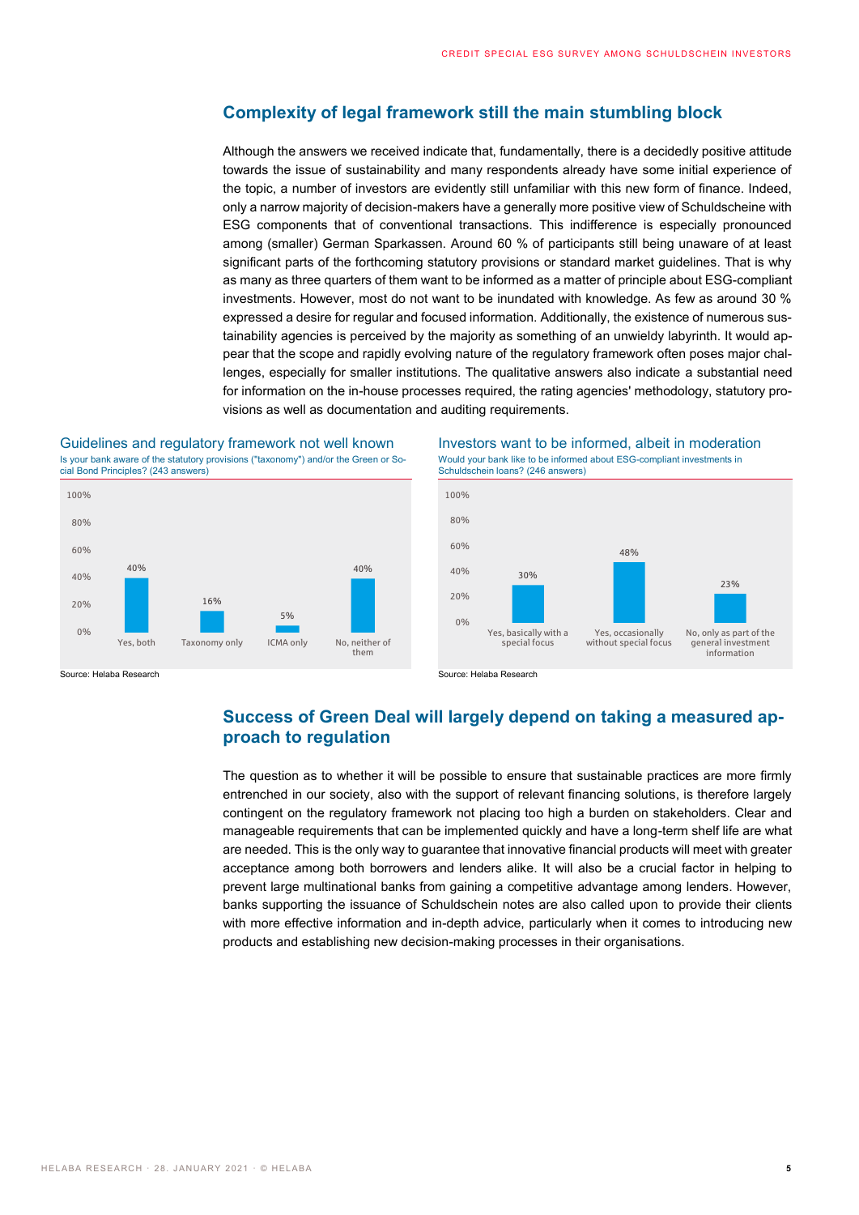## Complexity of legal framework still the main stumbling block

Although the answers we received indicate that, fundamentally, there is a decidedly positive attitude towards the issue of sustainability and many respondents already have some initial experience of the topic, a number of investors are evidently still unfamiliar with this new form of finance. Indeed, only a narrow majority of decision-makers have a generally more positive view of Schuldscheine with ESG components that of conventional transactions. This indifference is especially pronounced among (smaller) German Sparkassen. Around 60 % of participants still being unaware of at least significant parts of the forthcoming statutory provisions or standard market guidelines. That is why as many as three quarters of them want to be informed as a matter of principle about ESG-compliant investments. However, most do not want to be inundated with knowledge. As few as around 30 % expressed a desire for regular and focused information. Additionally, the existence of numerous sustainability agencies is perceived by the majority as something of an unwieldy labyrinth. It would appear that the scope and rapidly evolving nature of the regulatory framework often poses major challenges, especially for smaller institutions. The qualitative answers also indicate a substantial need for information on the in-house processes required, the rating agencies' methodology, statutory provisions as well as documentation and auditing requirements.

**Guidelines and regulatory framework not well known**

Is your bank aware of the statutory provisions ("taxonomy") and/or the Green or Social Bond Principles? (243 answers)

| Answer | Share |
|---|---|
| Yes, both | 40% |
| Taxonomy only | 16% |
| ICMA only | 5% |
| No, neither of them | 40% |

Source: Helaba Research

**Investors want to be informed, albeit in moderation**

Would your bank like to be informed about ESG-compliant investments in Schuldschein loans? (246 answers)

| Answer | Share |
|---|---|
| Yes, basically with a special focus | 30% |
| Yes, occasionally without special focus | 48% |
| No, only as part of the general investment information | 23% |

Source: Helaba Research

## Success of Green Deal will largely depend on taking a measured approach to regulation

The question as to whether it will be possible to ensure that sustainable practices are more firmly entrenched in our society, also with the support of relevant financing solutions, is therefore largely contingent on the regulatory framework not placing too high a burden on stakeholders. Clear and manageable requirements that can be implemented quickly and have a long-term shelf life are what are needed. This is the only way to guarantee that innovative financial products will meet with greater acceptance among both borrowers and lenders alike. It will also be a crucial factor in helping to prevent large multinational banks from gaining a competitive advantage among lenders. However, banks supporting the issuance of Schuldschein notes are also called upon to provide their clients with more effective information and in-depth advice, particularly when it comes to introducing new products and establishing new decision-making processes in their organisations.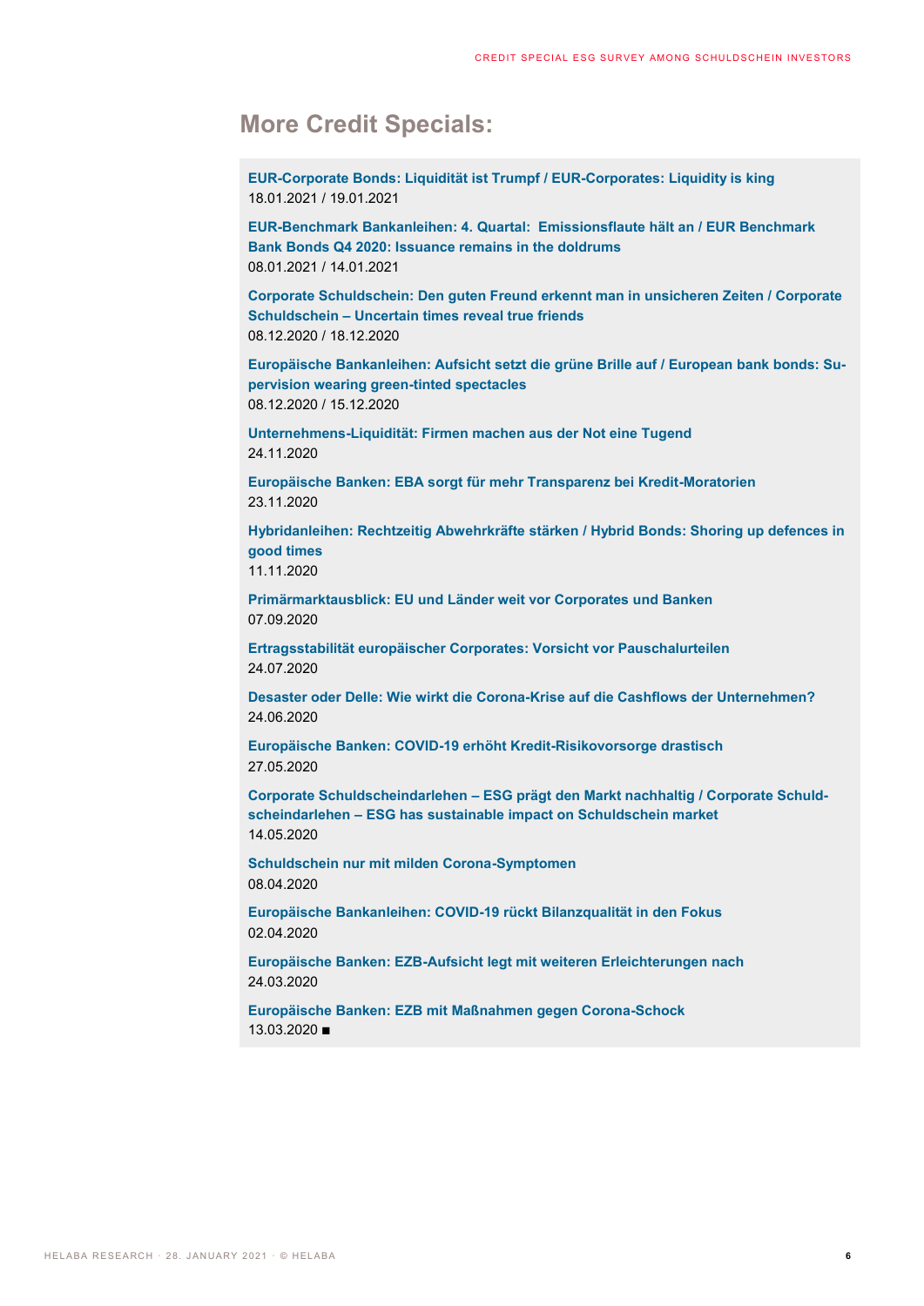## More Credit Specials:

**EUR-Corporate Bonds: Liquidität ist Trumpf / EUR-Corporates: Liquidity is king**
18.01.2021 / 19.01.2021

**EUR-Benchmark Bankanleihen: 4. Quartal: Emissionsflaute hält an / EUR Benchmark Bank Bonds Q4 2020: Issuance remains in the doldrums**
08.01.2021 / 14.01.2021

**Corporate Schuldschein: Den guten Freund erkennt man in unsicheren Zeiten / Corporate Schuldschein – Uncertain times reveal true friends**
08.12.2020 / 18.12.2020

**Europäische Bankanleihen: Aufsicht setzt die grüne Brille auf / European bank bonds: Supervision wearing green-tinted spectacles**
08.12.2020 / 15.12.2020

**Unternehmens-Liquidität: Firmen machen aus der Not eine Tugend**
24.11.2020

**Europäische Banken: EBA sorgt für mehr Transparenz bei Kredit-Moratorien**
23.11.2020

**Hybridanleihen: Rechtzeitig Abwehrkräfte stärken / Hybrid Bonds: Shoring up defences in good times**
11.11.2020

**Primärmarktausblick: EU und Länder weit vor Corporates und Banken**
07.09.2020

**Ertragsstabilität europäischer Corporates: Vorsicht vor Pauschalurteilen**
24.07.2020

**Desaster oder Delle: Wie wirkt die Corona-Krise auf die Cashflows der Unternehmen?**
24.06.2020

**Europäische Banken: COVID-19 erhöht Kredit-Risikovorsorge drastisch**
27.05.2020

**Corporate Schuldscheindarlehen – ESG prägt den Markt nachhaltig / Corporate Schuldscheindarlehen – ESG has sustainable impact on Schuldschein market**
14.05.2020

**Schuldschein nur mit milden Corona-Symptomen**
08.04.2020

**Europäische Bankanleihen: COVID-19 rückt Bilanzqualität in den Fokus**
02.04.2020

**Europäische Banken: EZB-Aufsicht legt mit weiteren Erleichterungen nach**
24.03.2020

**Europäische Banken: EZB mit Maßnahmen gegen Corona-Schock**
13.03.2020 ■